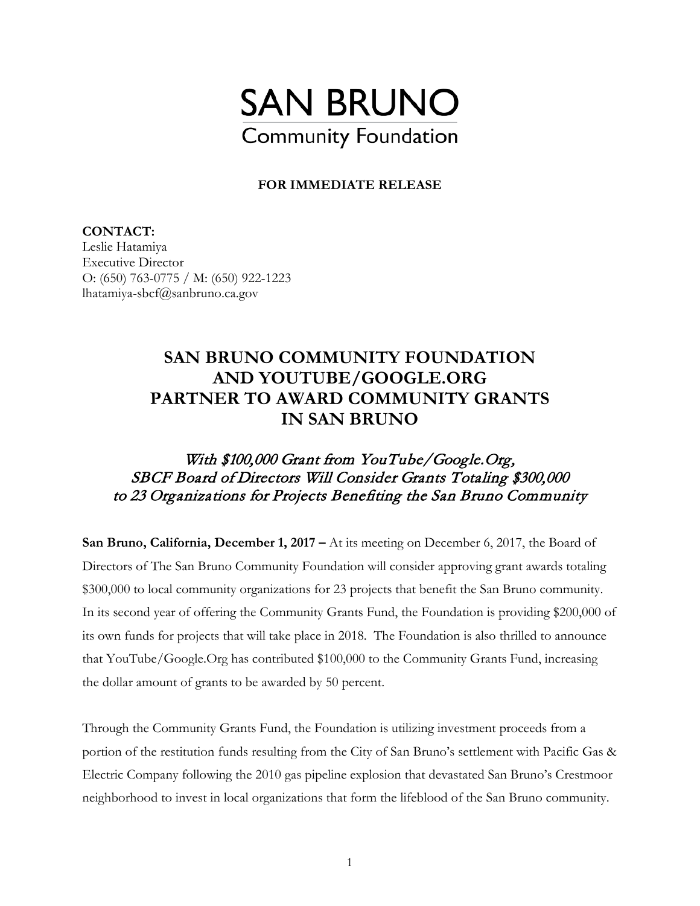# SAN BRUNO
## Community Foundation

**FOR IMMEDIATE RELEASE**

**CONTACT:**
Leslie Hatamiya
Executive Director
O: (650) 763-0775 / M: (650) 922-1223
lhatamiya-sbcf@sanbruno.ca.gov

## SAN BRUNO COMMUNITY FOUNDATION AND YOUTUBE/GOOGLE.ORG PARTNER TO AWARD COMMUNITY GRANTS IN SAN BRUNO

### *With $100,000 Grant from YouTube/Google.Org, SBCF Board of Directors Will Consider Grants Totaling $300,000 to 23 Organizations for Projects Benefiting the San Bruno Community*

**San Bruno, California, December 1, 2017 –** At its meeting on December 6, 2017, the Board of Directors of The San Bruno Community Foundation will consider approving grant awards totaling $300,000 to local community organizations for 23 projects that benefit the San Bruno community. In its second year of offering the Community Grants Fund, the Foundation is providing $200,000 of its own funds for projects that will take place in 2018. The Foundation is also thrilled to announce that YouTube/Google.Org has contributed $100,000 to the Community Grants Fund, increasing the dollar amount of grants to be awarded by 50 percent.

Through the Community Grants Fund, the Foundation is utilizing investment proceeds from a portion of the restitution funds resulting from the City of San Bruno's settlement with Pacific Gas & Electric Company following the 2010 gas pipeline explosion that devastated San Bruno's Crestmoor neighborhood to invest in local organizations that form the lifeblood of the San Bruno community.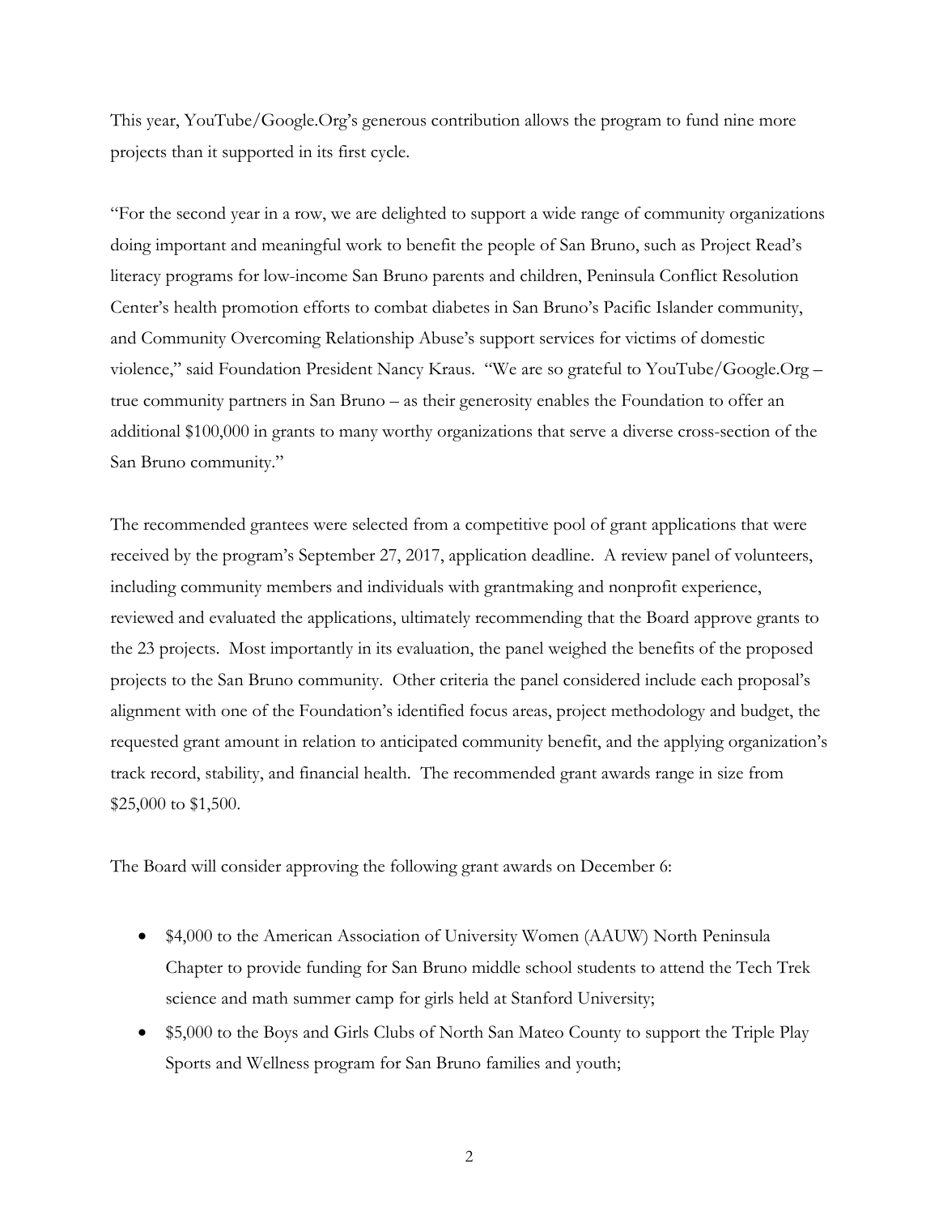This year, YouTube/Google.Org's generous contribution allows the program to fund nine more projects than it supported in its first cycle.

"For the second year in a row, we are delighted to support a wide range of community organizations doing important and meaningful work to benefit the people of San Bruno, such as Project Read's literacy programs for low-income San Bruno parents and children, Peninsula Conflict Resolution Center's health promotion efforts to combat diabetes in San Bruno's Pacific Islander community, and Community Overcoming Relationship Abuse's support services for victims of domestic violence," said Foundation President Nancy Kraus. "We are so grateful to YouTube/Google.Org – true community partners in San Bruno – as their generosity enables the Foundation to offer an additional $100,000 in grants to many worthy organizations that serve a diverse cross-section of the San Bruno community."

The recommended grantees were selected from a competitive pool of grant applications that were received by the program's September 27, 2017, application deadline. A review panel of volunteers, including community members and individuals with grantmaking and nonprofit experience, reviewed and evaluated the applications, ultimately recommending that the Board approve grants to the 23 projects. Most importantly in its evaluation, the panel weighed the benefits of the proposed projects to the San Bruno community. Other criteria the panel considered include each proposal's alignment with one of the Foundation's identified focus areas, project methodology and budget, the requested grant amount in relation to anticipated community benefit, and the applying organization's track record, stability, and financial health. The recommended grant awards range in size from $25,000 to $1,500.

The Board will consider approving the following grant awards on December 6:

- $4,000 to the American Association of University Women (AAUW) North Peninsula Chapter to provide funding for San Bruno middle school students to attend the Tech Trek science and math summer camp for girls held at Stanford University;
- $5,000 to the Boys and Girls Clubs of North San Mateo County to support the Triple Play Sports and Wellness program for San Bruno families and youth;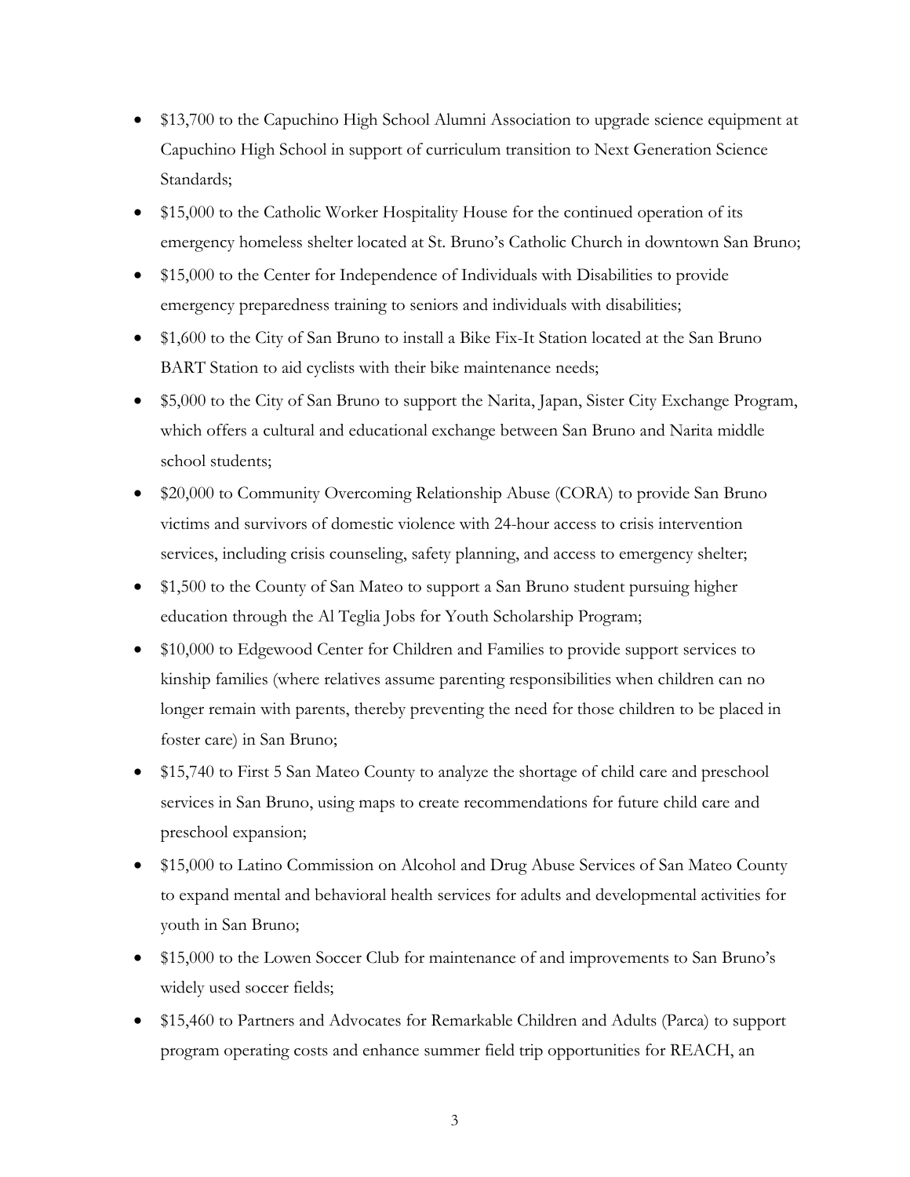- $13,700 to the Capuchino High School Alumni Association to upgrade science equipment at Capuchino High School in support of curriculum transition to Next Generation Science Standards;
- $15,000 to the Catholic Worker Hospitality House for the continued operation of its emergency homeless shelter located at St. Bruno's Catholic Church in downtown San Bruno;
- $15,000 to the Center for Independence of Individuals with Disabilities to provide emergency preparedness training to seniors and individuals with disabilities;
- $1,600 to the City of San Bruno to install a Bike Fix-It Station located at the San Bruno BART Station to aid cyclists with their bike maintenance needs;
- $5,000 to the City of San Bruno to support the Narita, Japan, Sister City Exchange Program, which offers a cultural and educational exchange between San Bruno and Narita middle school students;
- $20,000 to Community Overcoming Relationship Abuse (CORA) to provide San Bruno victims and survivors of domestic violence with 24-hour access to crisis intervention services, including crisis counseling, safety planning, and access to emergency shelter;
- $1,500 to the County of San Mateo to support a San Bruno student pursuing higher education through the Al Teglia Jobs for Youth Scholarship Program;
- $10,000 to Edgewood Center for Children and Families to provide support services to kinship families (where relatives assume parenting responsibilities when children can no longer remain with parents, thereby preventing the need for those children to be placed in foster care) in San Bruno;
- $15,740 to First 5 San Mateo County to analyze the shortage of child care and preschool services in San Bruno, using maps to create recommendations for future child care and preschool expansion;
- $15,000 to Latino Commission on Alcohol and Drug Abuse Services of San Mateo County to expand mental and behavioral health services for adults and developmental activities for youth in San Bruno;
- $15,000 to the Lowen Soccer Club for maintenance of and improvements to San Bruno's widely used soccer fields;
- $15,460 to Partners and Advocates for Remarkable Children and Adults (Parca) to support program operating costs and enhance summer field trip opportunities for REACH, an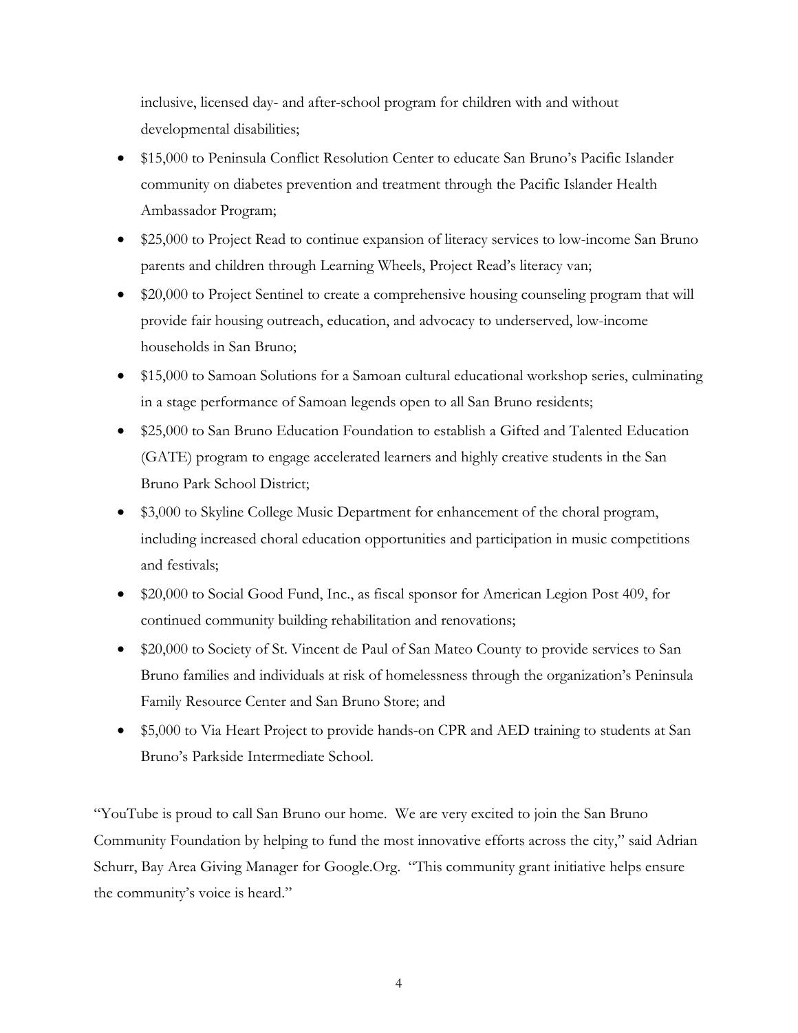inclusive, licensed day- and after-school program for children with and without developmental disabilities;

- $15,000 to Peninsula Conflict Resolution Center to educate San Bruno's Pacific Islander community on diabetes prevention and treatment through the Pacific Islander Health Ambassador Program;
- $25,000 to Project Read to continue expansion of literacy services to low-income San Bruno parents and children through Learning Wheels, Project Read's literacy van;
- $20,000 to Project Sentinel to create a comprehensive housing counseling program that will provide fair housing outreach, education, and advocacy to underserved, low-income households in San Bruno;
- $15,000 to Samoan Solutions for a Samoan cultural educational workshop series, culminating in a stage performance of Samoan legends open to all San Bruno residents;
- $25,000 to San Bruno Education Foundation to establish a Gifted and Talented Education (GATE) program to engage accelerated learners and highly creative students in the San Bruno Park School District;
- $3,000 to Skyline College Music Department for enhancement of the choral program, including increased choral education opportunities and participation in music competitions and festivals;
- $20,000 to Social Good Fund, Inc., as fiscal sponsor for American Legion Post 409, for continued community building rehabilitation and renovations;
- $20,000 to Society of St. Vincent de Paul of San Mateo County to provide services to San Bruno families and individuals at risk of homelessness through the organization's Peninsula Family Resource Center and San Bruno Store; and
- $5,000 to Via Heart Project to provide hands-on CPR and AED training to students at San Bruno's Parkside Intermediate School.

"YouTube is proud to call San Bruno our home. We are very excited to join the San Bruno Community Foundation by helping to fund the most innovative efforts across the city," said Adrian Schurr, Bay Area Giving Manager for Google.Org. "This community grant initiative helps ensure the community's voice is heard."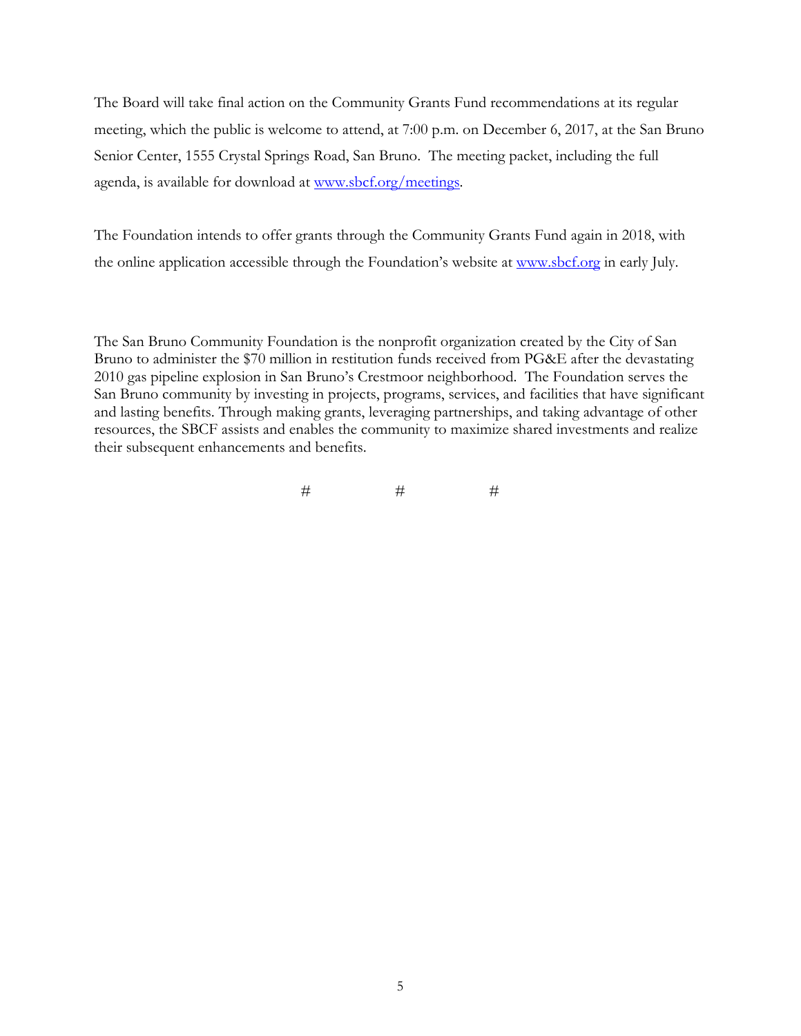The Board will take final action on the Community Grants Fund recommendations at its regular meeting, which the public is welcome to attend, at 7:00 p.m. on December 6, 2017, at the San Bruno Senior Center, 1555 Crystal Springs Road, San Bruno. The meeting packet, including the full agenda, is available for download at [www.sbcf.org/meetings](www.sbcf.org/meetings).

The Foundation intends to offer grants through the Community Grants Fund again in 2018, with the online application accessible through the Foundation's website at [www.sbcf.org](www.sbcf.org) in early July.

The San Bruno Community Foundation is the nonprofit organization created by the City of San Bruno to administer the $70 million in restitution funds received from PG&E after the devastating 2010 gas pipeline explosion in San Bruno's Crestmoor neighborhood. The Foundation serves the San Bruno community by investing in projects, programs, services, and facilities that have significant and lasting benefits. Through making grants, leveraging partnerships, and taking advantage of other resources, the SBCF assists and enables the community to maximize shared investments and realize their subsequent enhancements and benefits.

# # #